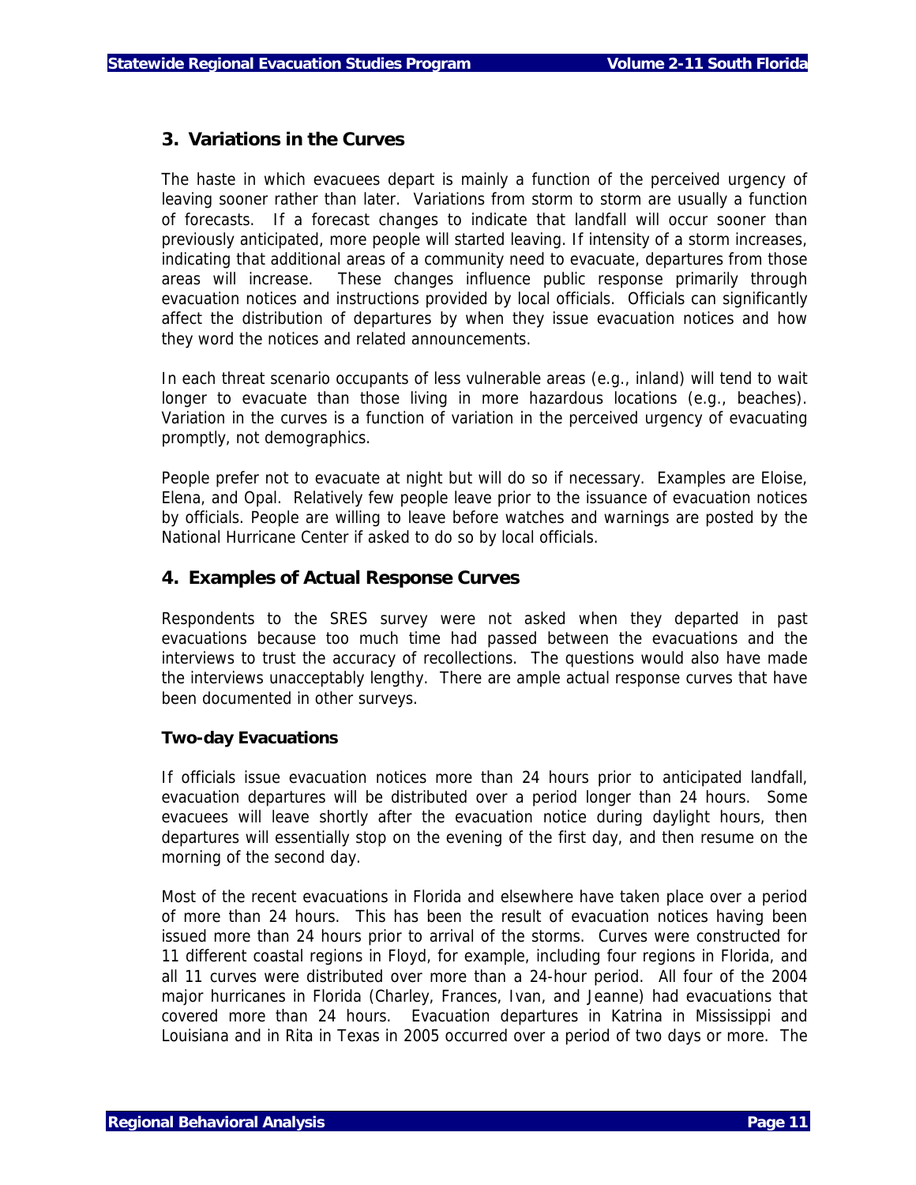## 3. Variations in the Curves

The haste in which evacuees depart is mainly a function of the perceived urgency of leaving sooner rather than later. Variations from storm to storm are usually a function of forecasts. If a forecast changes to indicate that landfall will occur sooner than previously anticipated, more people will started leaving. If intensity of a storm increases, indicating that additional areas of a community need to evacuate, departures from those areas will increase. These changes influence public response primarily through evacuation notices and instructions provided by local officials. Officials can significantly affect the distribution of departures by when they issue evacuation notices and how they word the notices and related announcements.

In each threat scenario occupants of less vulnerable areas (e.g., inland) will tend to wait longer to evacuate than those living in more hazardous locations (e.g., beaches). Variation in the curves is a function of variation in the perceived urgency of evacuating promptly, not demographics.

People prefer not to evacuate at night but will do so if necessary. Examples are Eloise, Elena, and Opal. Relatively few people leave prior to the issuance of evacuation notices by officials. People are willing to leave before watches and warnings are posted by the National Hurricane Center if asked to do so by local officials.

## 4. Examples of Actual Response Curves

Respondents to the SRES survey were not asked when they departed in past evacuations because too much time had passed between the evacuations and the interviews to trust the accuracy of recollections. The questions would also have made the interviews unacceptably lengthy. There are ample actual response curves that have been documented in other surveys.

### Two-day Evacuations

If officials issue evacuation notices more than 24 hours prior to anticipated landfall, evacuation departures will be distributed over a period longer than 24 hours. Some evacuees will leave shortly after the evacuation notice during daylight hours, then departures will essentially stop on the evening of the first day, and then resume on the morning of the second day.

Most of the recent evacuations in Florida and elsewhere have taken place over a period of more than 24 hours. This has been the result of evacuation notices having been issued more than 24 hours prior to arrival of the storms. Curves were constructed for 11 different coastal regions in Floyd, for example, including four regions in Florida, and all 11 curves were distributed over more than a 24-hour period. All four of the 2004 major hurricanes in Florida (Charley, Frances, Ivan, and Jeanne) had evacuations that covered more than 24 hours. Evacuation departures in Katrina in Mississippi and Louisiana and in Rita in Texas in 2005 occurred over a period of two days or more. The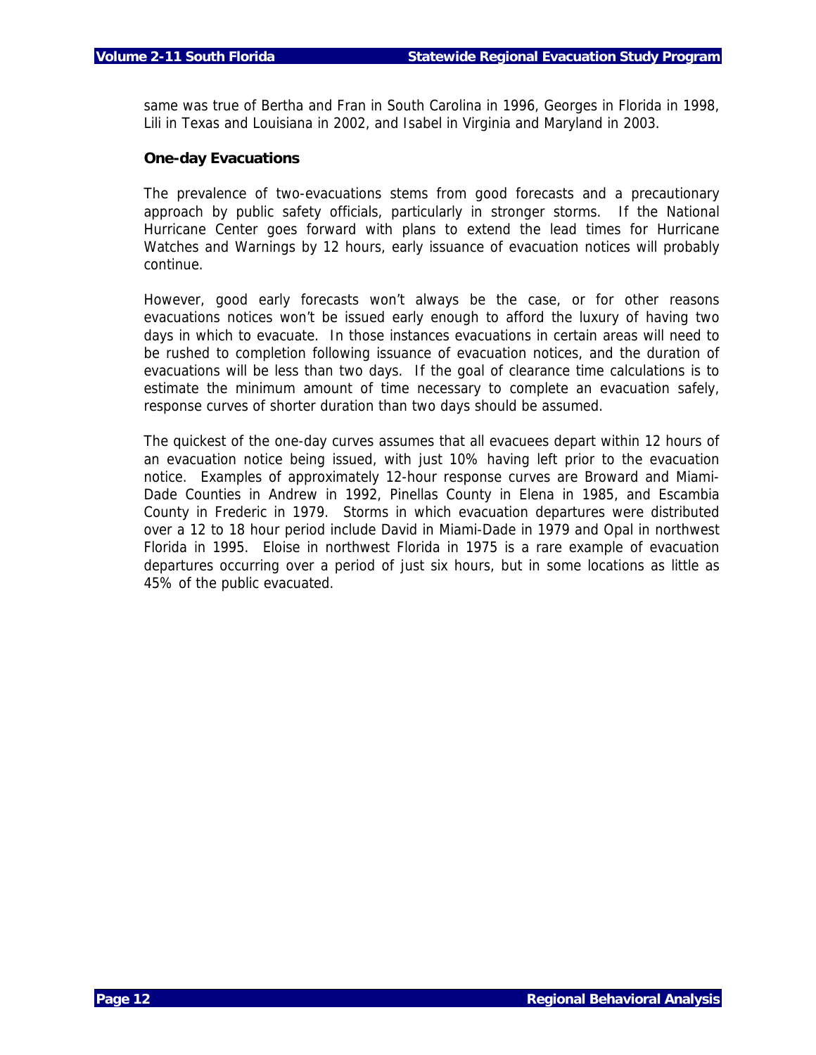same was true of Bertha and Fran in South Carolina in 1996, Georges in Florida in 1998, Lili in Texas and Louisiana in 2002, and Isabel in Virginia and Maryland in 2003.

### One-day Evacuations

The prevalence of two-evacuations stems from good forecasts and a precautionary approach by public safety officials, particularly in stronger storms. If the National Hurricane Center goes forward with plans to extend the lead times for Hurricane Watches and Warnings by 12 hours, early issuance of evacuation notices will probably continue.

However, good early forecasts won't always be the case, or for other reasons evacuations notices won't be issued early enough to afford the luxury of having two days in which to evacuate. In those instances evacuations in certain areas will need to be rushed to completion following issuance of evacuation notices, and the duration of evacuations will be less than two days. If the goal of clearance time calculations is to estimate the minimum amount of time necessary to complete an evacuation safely, response curves of shorter duration than two days should be assumed.

The quickest of the one-day curves assumes that all evacuees depart within 12 hours of an evacuation notice being issued, with just 10% having left prior to the evacuation notice. Examples of approximately 12-hour response curves are Broward and Miami-Dade Counties in Andrew in 1992, Pinellas County in Elena in 1985, and Escambia County in Frederic in 1979. Storms in which evacuation departures were distributed over a 12 to 18 hour period include David in Miami-Dade in 1979 and Opal in northwest Florida in 1995. Eloise in northwest Florida in 1975 is a rare example of evacuation departures occurring over a period of just six hours, but in some locations as little as 45% of the public evacuated.